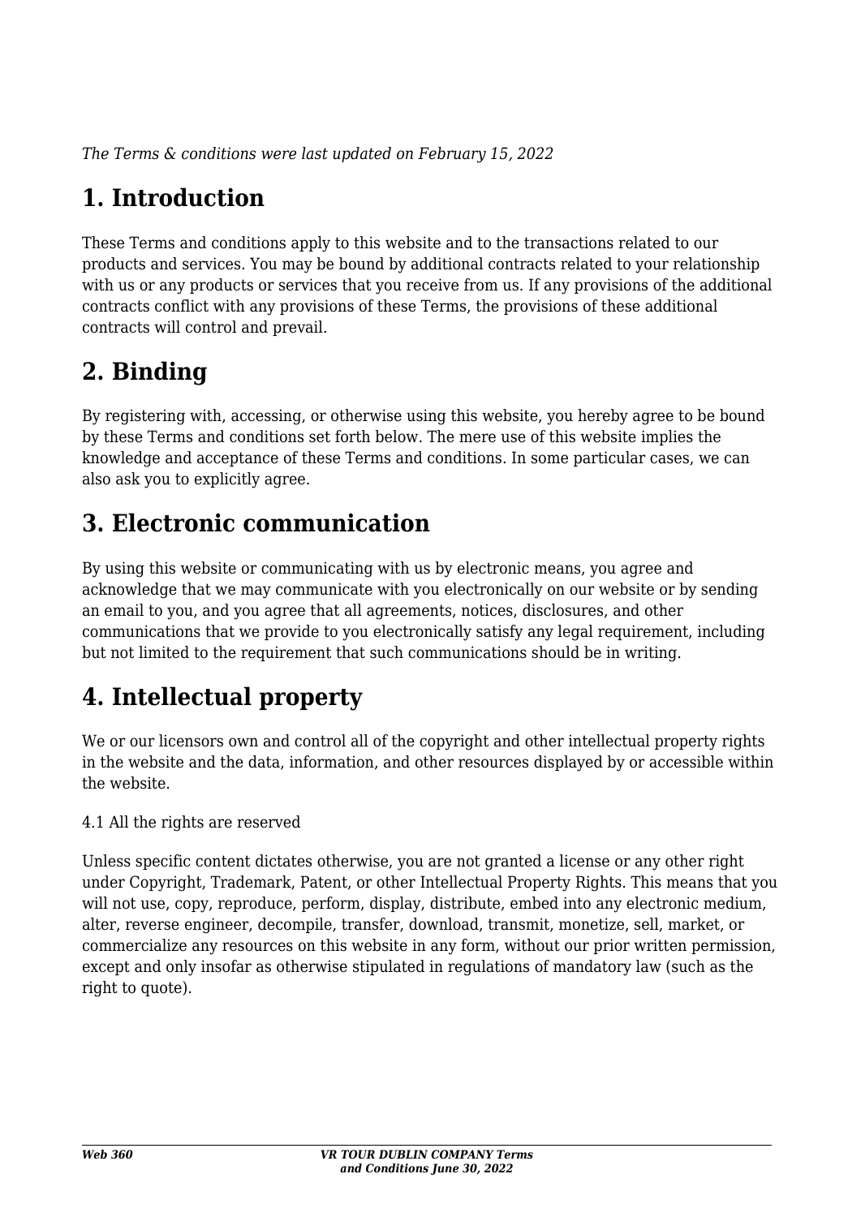*The Terms & conditions were last updated on February 15, 2022*

# 1. Introduction

These Terms and conditions apply to this website and to the transactions related to our products and services. You may be bound by additional contracts related to your relationship with us or any products or services that you receive from us. If any provisions of the additional contracts conflict with any provisions of these Terms, the provisions of these additional contracts will control and prevail.

# 2. Binding

By registering with, accessing, or otherwise using this website, you hereby agree to be bound by these Terms and conditions set forth below. The mere use of this website implies the knowledge and acceptance of these Terms and conditions. In some particular cases, we can also ask you to explicitly agree.

# 3. Electronic communication

By using this website or communicating with us by electronic means, you agree and acknowledge that we may communicate with you electronically on our website or by sending an email to you, and you agree that all agreements, notices, disclosures, and other communications that we provide to you electronically satisfy any legal requirement, including but not limited to the requirement that such communications should be in writing.

# 4. Intellectual property

We or our licensors own and control all of the copyright and other intellectual property rights in the website and the data, information, and other resources displayed by or accessible within the website.

4.1 All the rights are reserved

Unless specific content dictates otherwise, you are not granted a license or any other right under Copyright, Trademark, Patent, or other Intellectual Property Rights. This means that you will not use, copy, reproduce, perform, display, distribute, embed into any electronic medium, alter, reverse engineer, decompile, transfer, download, transmit, monetize, sell, market, or commercialize any resources on this website in any form, without our prior written permission, except and only insofar as otherwise stipulated in regulations of mandatory law (such as the right to quote).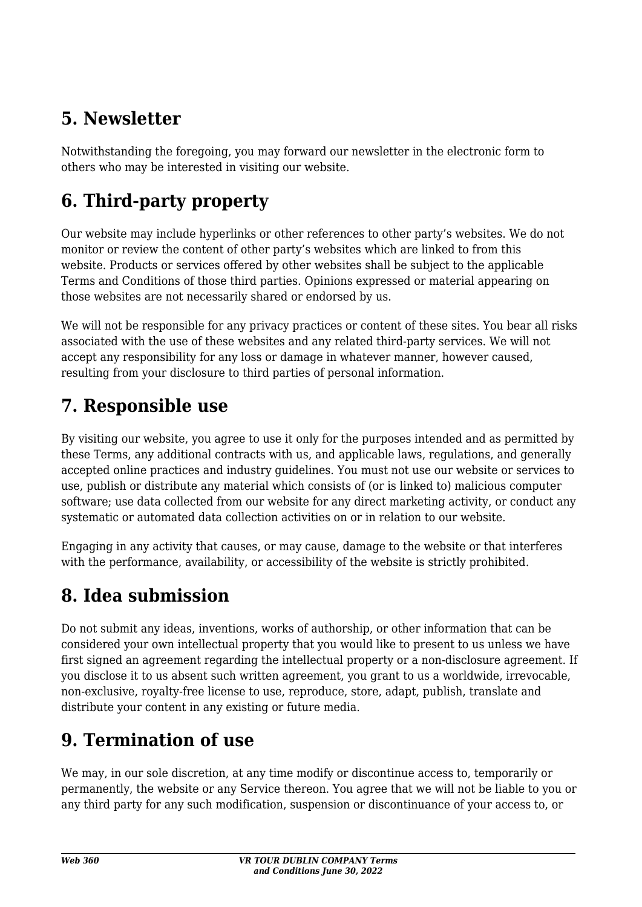## 5. Newsletter

Notwithstanding the foregoing, you may forward our newsletter in the electronic form to others who may be interested in visiting our website.

## 6. Third-party property

Our website may include hyperlinks or other references to other party's websites. We do not monitor or review the content of other party's websites which are linked to from this website. Products or services offered by other websites shall be subject to the applicable Terms and Conditions of those third parties. Opinions expressed or material appearing on those websites are not necessarily shared or endorsed by us.

We will not be responsible for any privacy practices or content of these sites. You bear all risks associated with the use of these websites and any related third-party services. We will not accept any responsibility for any loss or damage in whatever manner, however caused, resulting from your disclosure to third parties of personal information.

## 7. Responsible use

By visiting our website, you agree to use it only for the purposes intended and as permitted by these Terms, any additional contracts with us, and applicable laws, regulations, and generally accepted online practices and industry guidelines. You must not use our website or services to use, publish or distribute any material which consists of (or is linked to) malicious computer software; use data collected from our website for any direct marketing activity, or conduct any systematic or automated data collection activities on or in relation to our website.

Engaging in any activity that causes, or may cause, damage to the website or that interferes with the performance, availability, or accessibility of the website is strictly prohibited.

## 8. Idea submission

Do not submit any ideas, inventions, works of authorship, or other information that can be considered your own intellectual property that you would like to present to us unless we have first signed an agreement regarding the intellectual property or a non-disclosure agreement. If you disclose it to us absent such written agreement, you grant to us a worldwide, irrevocable, non-exclusive, royalty-free license to use, reproduce, store, adapt, publish, translate and distribute your content in any existing or future media.

## 9. Termination of use

We may, in our sole discretion, at any time modify or discontinue access to, temporarily or permanently, the website or any Service thereon. You agree that we will not be liable to you or any third party for any such modification, suspension or discontinuance of your access to, or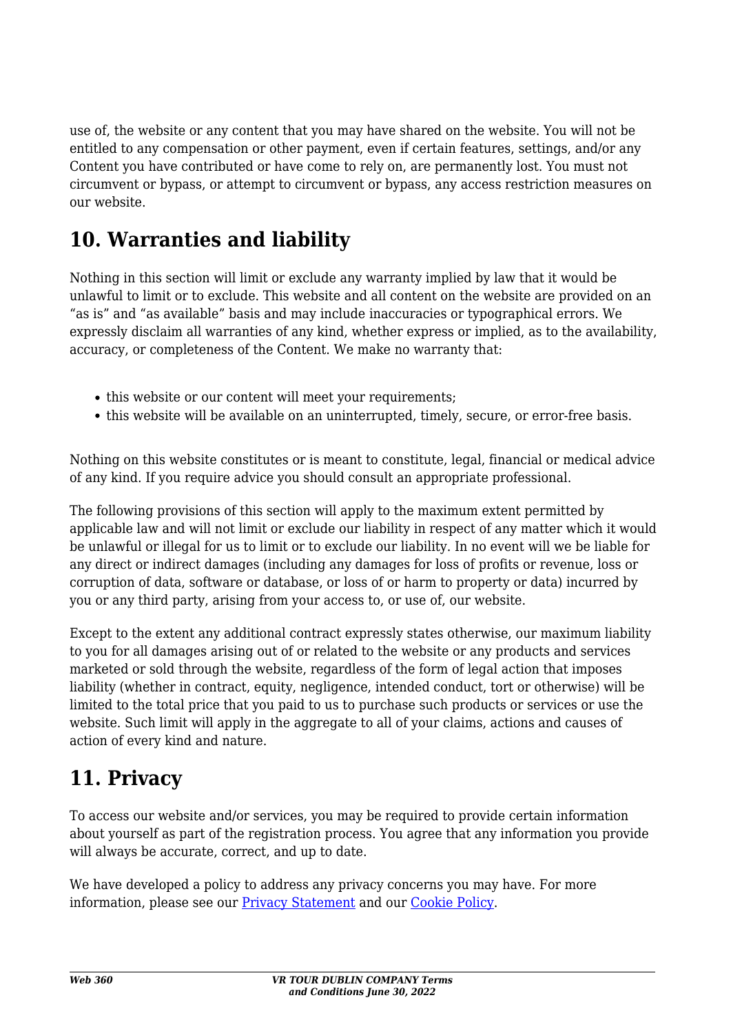use of, the website or any content that you may have shared on the website. You will not be entitled to any compensation or other payment, even if certain features, settings, and/or any Content you have contributed or have come to rely on, are permanently lost. You must not circumvent or bypass, or attempt to circumvent or bypass, any access restriction measures on our website.

## 10. Warranties and liability

Nothing in this section will limit or exclude any warranty implied by law that it would be unlawful to limit or to exclude. This website and all content on the website are provided on an "as is" and "as available" basis and may include inaccuracies or typographical errors. We expressly disclaim all warranties of any kind, whether express or implied, as to the availability, accuracy, or completeness of the Content. We make no warranty that:

- this website or our content will meet your requirements;
- this website will be available on an uninterrupted, timely, secure, or error-free basis.

Nothing on this website constitutes or is meant to constitute, legal, financial or medical advice of any kind. If you require advice you should consult an appropriate professional.

The following provisions of this section will apply to the maximum extent permitted by applicable law and will not limit or exclude our liability in respect of any matter which it would be unlawful or illegal for us to limit or to exclude our liability. In no event will we be liable for any direct or indirect damages (including any damages for loss of profits or revenue, loss or corruption of data, software or database, or loss of or harm to property or data) incurred by you or any third party, arising from your access to, or use of, our website.

Except to the extent any additional contract expressly states otherwise, our maximum liability to you for all damages arising out of or related to the website or any products and services marketed or sold through the website, regardless of the form of legal action that imposes liability (whether in contract, equity, negligence, intended conduct, tort or otherwise) will be limited to the total price that you paid to us to purchase such products or services or use the website. Such limit will apply in the aggregate to all of your claims, actions and causes of action of every kind and nature.

## 11. Privacy

To access our website and/or services, you may be required to provide certain information about yourself as part of the registration process. You agree that any information you provide will always be accurate, correct, and up to date.

We have developed a policy to address any privacy concerns you may have. For more information, please see our Privacy Statement and our Cookie Policy.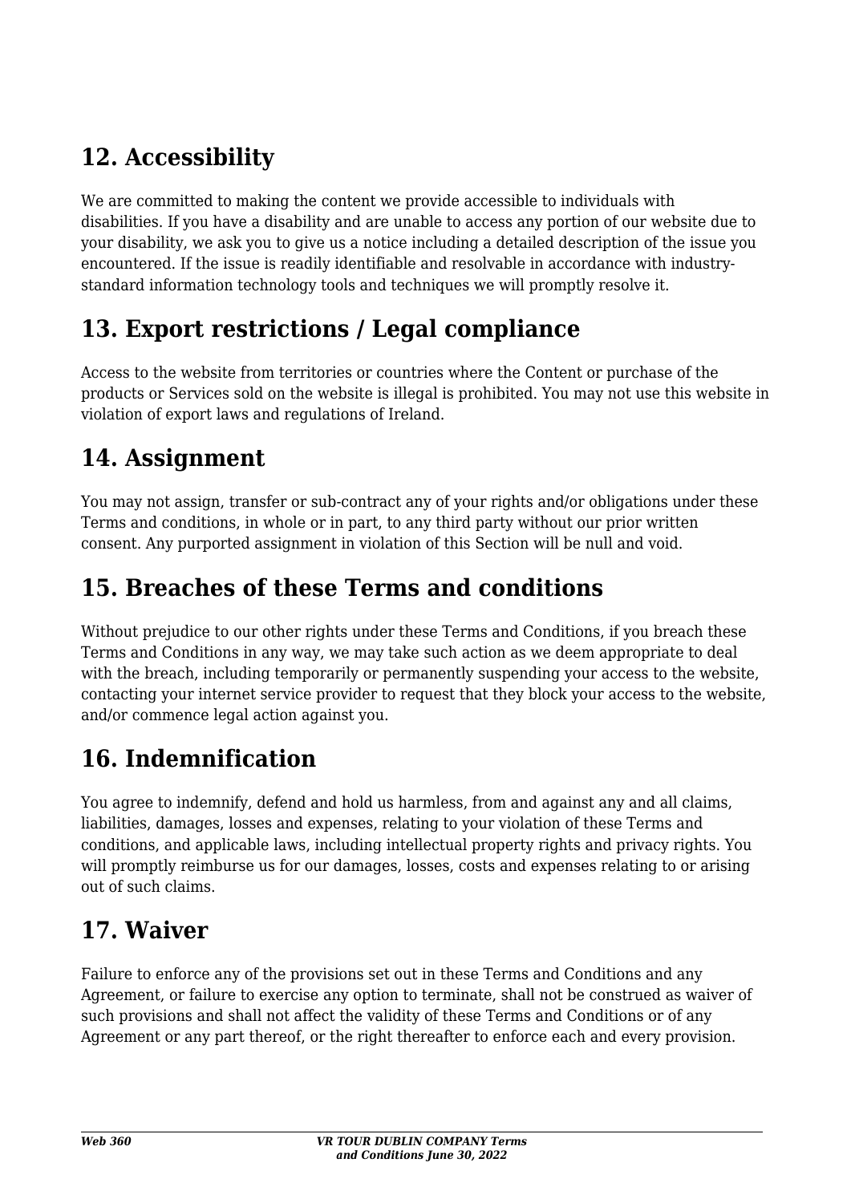## 12. Accessibility

We are committed to making the content we provide accessible to individuals with disabilities. If you have a disability and are unable to access any portion of our website due to your disability, we ask you to give us a notice including a detailed description of the issue you encountered. If the issue is readily identifiable and resolvable in accordance with industry-standard information technology tools and techniques we will promptly resolve it.

## 13. Export restrictions / Legal compliance

Access to the website from territories or countries where the Content or purchase of the products or Services sold on the website is illegal is prohibited. You may not use this website in violation of export laws and regulations of Ireland.

## 14. Assignment

You may not assign, transfer or sub-contract any of your rights and/or obligations under these Terms and conditions, in whole or in part, to any third party without our prior written consent. Any purported assignment in violation of this Section will be null and void.

## 15. Breaches of these Terms and conditions

Without prejudice to our other rights under these Terms and Conditions, if you breach these Terms and Conditions in any way, we may take such action as we deem appropriate to deal with the breach, including temporarily or permanently suspending your access to the website, contacting your internet service provider to request that they block your access to the website, and/or commence legal action against you.

## 16. Indemnification

You agree to indemnify, defend and hold us harmless, from and against any and all claims, liabilities, damages, losses and expenses, relating to your violation of these Terms and conditions, and applicable laws, including intellectual property rights and privacy rights. You will promptly reimburse us for our damages, losses, costs and expenses relating to or arising out of such claims.

## 17. Waiver

Failure to enforce any of the provisions set out in these Terms and Conditions and any Agreement, or failure to exercise any option to terminate, shall not be construed as waiver of such provisions and shall not affect the validity of these Terms and Conditions or of any Agreement or any part thereof, or the right thereafter to enforce each and every provision.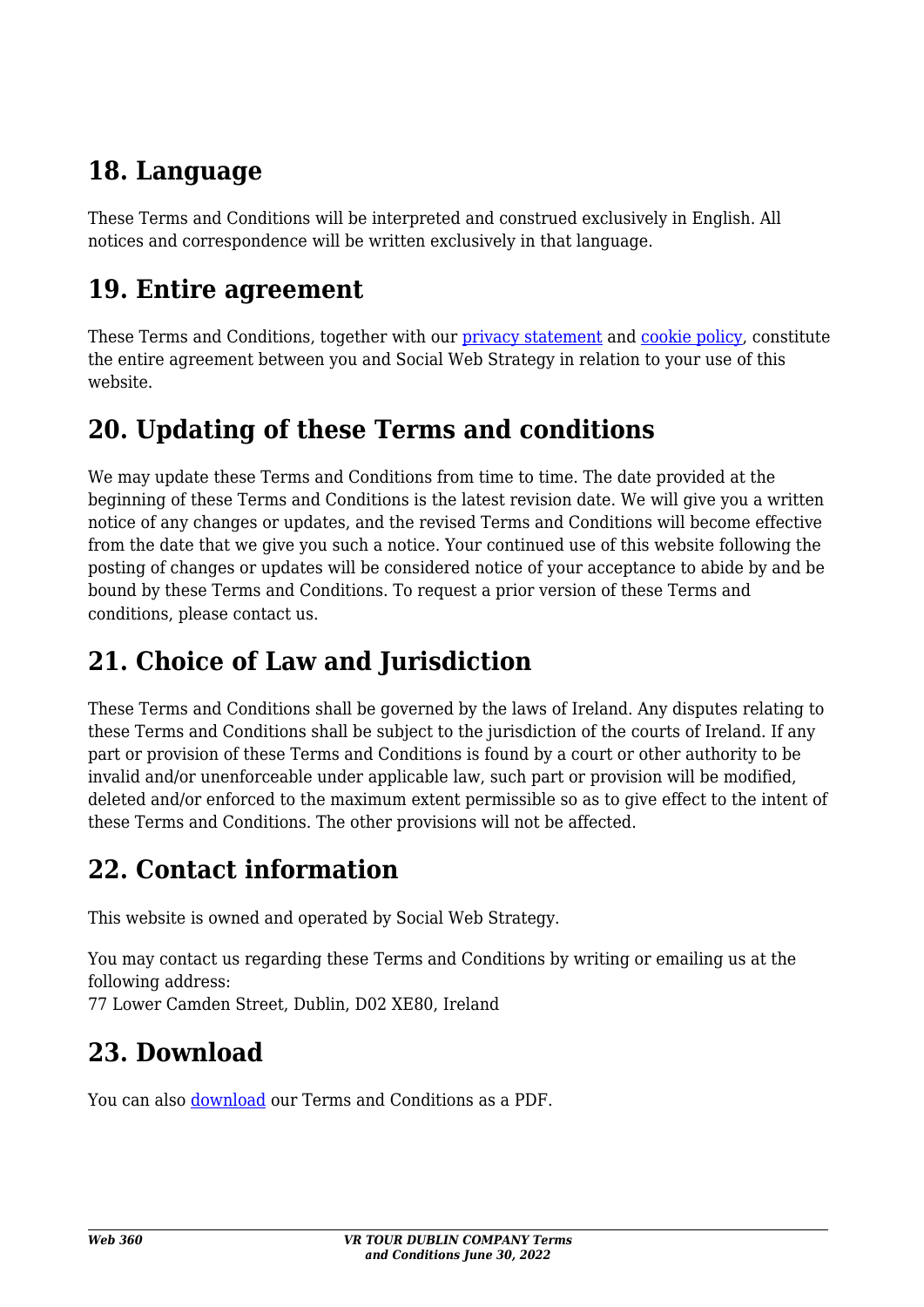## 18. Language

These Terms and Conditions will be interpreted and construed exclusively in English. All notices and correspondence will be written exclusively in that language.

## 19. Entire agreement

These Terms and Conditions, together with our privacy statement and cookie policy, constitute the entire agreement between you and Social Web Strategy in relation to your use of this website.

## 20. Updating of these Terms and conditions

We may update these Terms and Conditions from time to time. The date provided at the beginning of these Terms and Conditions is the latest revision date. We will give you a written notice of any changes or updates, and the revised Terms and Conditions will become effective from the date that we give you such a notice. Your continued use of this website following the posting of changes or updates will be considered notice of your acceptance to abide by and be bound by these Terms and Conditions. To request a prior version of these Terms and conditions, please contact us.

## 21. Choice of Law and Jurisdiction

These Terms and Conditions shall be governed by the laws of Ireland. Any disputes relating to these Terms and Conditions shall be subject to the jurisdiction of the courts of Ireland. If any part or provision of these Terms and Conditions is found by a court or other authority to be invalid and/or unenforceable under applicable law, such part or provision will be modified, deleted and/or enforced to the maximum extent permissible so as to give effect to the intent of these Terms and Conditions. The other provisions will not be affected.

## 22. Contact information

This website is owned and operated by Social Web Strategy.

You may contact us regarding these Terms and Conditions by writing or emailing us at the following address:
77 Lower Camden Street, Dublin, D02 XE80, Ireland

## 23. Download

You can also download our Terms and Conditions as a PDF.